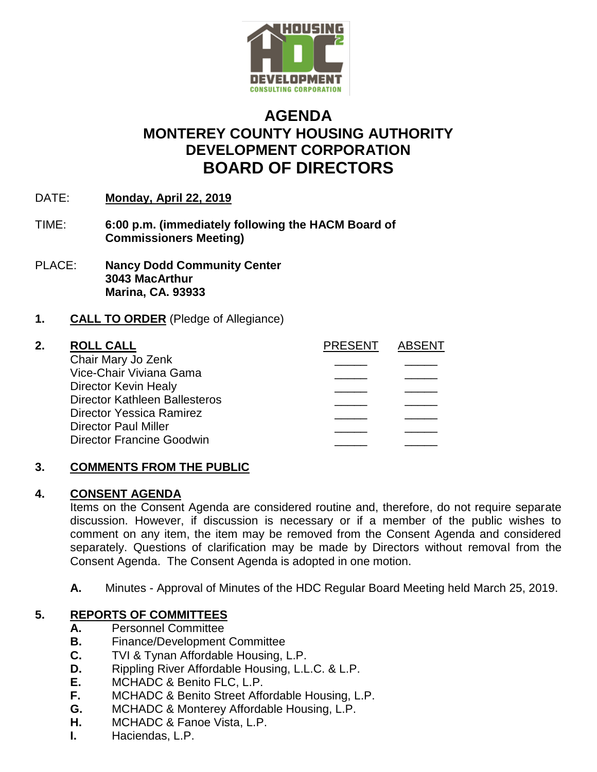# AGENDA
# MONTEREY COUNTY HOUSING AUTHORITY DEVELOPMENT CORPORATION
# BOARD OF DIRECTORS

DATE: **Monday, April 22, 2019**

TIME: **6:00 p.m. (immediately following the HACM Board of Commissioners Meeting)**

PLACE: **Nancy Dodd Community Center**
**3043 MacArthur**
**Marina, CA. 93933**

**1. CALL TO ORDER** (Pledge of Allegiance)

**2. ROLL CALL**

| | PRESENT | ABSENT |
|---|---|---|
| Chair Mary Jo Zenk | _____ | _____ |
| Vice-Chair Viviana Gama | _____ | _____ |
| Director Kevin Healy | _____ | _____ |
| Director Kathleen Ballesteros | _____ | _____ |
| Director Yessica Ramirez | _____ | _____ |
| Director Paul Miller | _____ | _____ |
| Director Francine Goodwin | _____ | _____ |

**3. COMMENTS FROM THE PUBLIC**

**4. CONSENT AGENDA**

Items on the Consent Agenda are considered routine and, therefore, do not require separate discussion. However, if discussion is necessary or if a member of the public wishes to comment on any item, the item may be removed from the Consent Agenda and considered separately. Questions of clarification may be made by Directors without removal from the Consent Agenda. The Consent Agenda is adopted in one motion.

**A.** Minutes - Approval of Minutes of the HDC Regular Board Meeting held March 25, 2019.

**5. REPORTS OF COMMITTEES**

**A.** Personnel Committee
**B.** Finance/Development Committee
**C.** TVI & Tynan Affordable Housing, L.P.
**D.** Rippling River Affordable Housing, L.L.C. & L.P.
**E.** MCHADC & Benito FLC, L.P.
**F.** MCHADC & Benito Street Affordable Housing, L.P.
**G.** MCHADC & Monterey Affordable Housing, L.P.
**H.** MCHADC & Fanoe Vista, L.P.
**I.** Haciendas, L.P.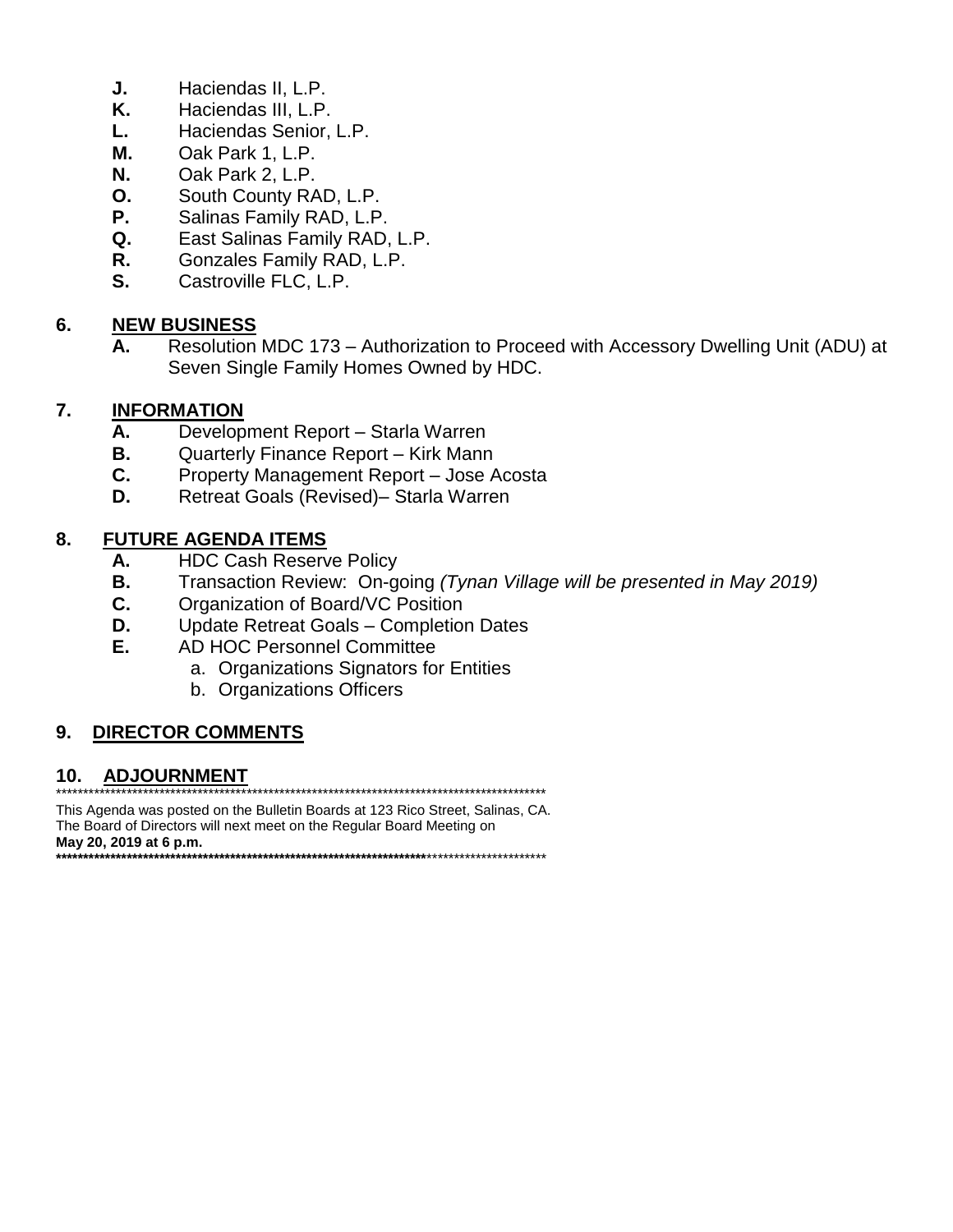- **J.** Haciendas II, L.P.
- **K.** Haciendas III, L.P.
- **L.** Haciendas Senior, L.P.
- **M.** Oak Park 1, L.P.
- **N.** Oak Park 2, L.P.
- **O.** South County RAD, L.P.
- **P.** Salinas Family RAD, L.P.
- **Q.** East Salinas Family RAD, L.P.
- **R.** Gonzales Family RAD, L.P.
- **S.** Castroville FLC, L.P.

## 6. NEW BUSINESS

- **A.** Resolution MDC 173 – Authorization to Proceed with Accessory Dwelling Unit (ADU) at Seven Single Family Homes Owned by HDC.

## 7. INFORMATION

- **A.** Development Report – Starla Warren
- **B.** Quarterly Finance Report – Kirk Mann
- **C.** Property Management Report – Jose Acosta
- **D.** Retreat Goals (Revised)– Starla Warren

## 8. FUTURE AGENDA ITEMS

- **A.** HDC Cash Reserve Policy
- **B.** Transaction Review: On-going *(Tynan Village will be presented in May 2019)*
- **C.** Organization of Board/VC Position
- **D.** Update Retreat Goals – Completion Dates
- **E.** AD HOC Personnel Committee
  - a. Organizations Signators for Entities
  - b. Organizations Officers

## 9. DIRECTOR COMMENTS

## 10. ADJOURNMENT

*******************************************************************************************

This Agenda was posted on the Bulletin Boards at 123 Rico Street, Salinas, CA.
The Board of Directors will next meet on the Regular Board Meeting on
**May 20, 2019 at 6 p.m.**

*******************************************************************************************